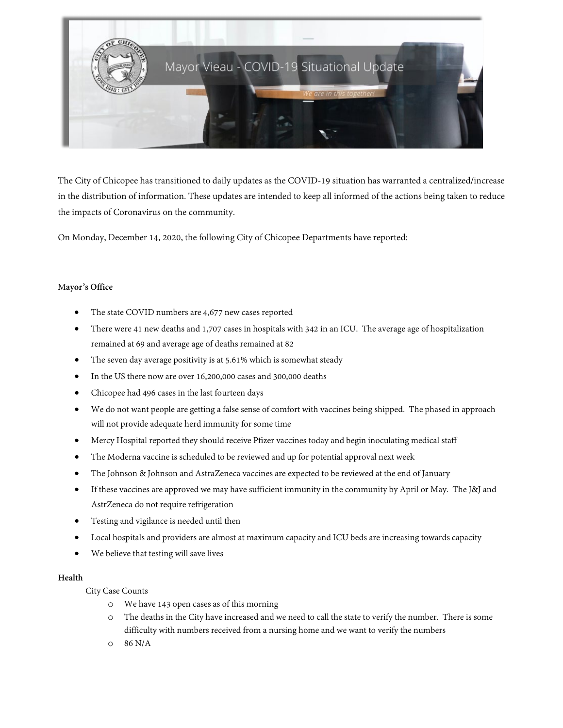Mayor Vieau - COVID-19 Situational Update

We are in this together!

The City of Chicopee has transitioned to daily updates as the COVID-19 situation has warranted a centralized/increase in the distribution of information. These updates are intended to keep all informed of the actions being taken to reduce the impacts of Coronavirus on the community.

On Monday, December 14, 2020, the following City of Chicopee Departments have reported:

**Mayor's Office**

- The state COVID numbers are 4,677 new cases reported
- There were 41 new deaths and 1,707 cases in hospitals with 342 in an ICU. The average age of hospitalization remained at 69 and average age of deaths remained at 82
- The seven day average positivity is at 5.61% which is somewhat steady
- In the US there now are over 16,200,000 cases and 300,000 deaths
- Chicopee had 496 cases in the last fourteen days
- We do not want people are getting a false sense of comfort with vaccines being shipped. The phased in approach will not provide adequate herd immunity for some time
- Mercy Hospital reported they should receive Pfizer vaccines today and begin inoculating medical staff
- The Moderna vaccine is scheduled to be reviewed and up for potential approval next week
- The Johnson & Johnson and AstraZeneca vaccines are expected to be reviewed at the end of January
- If these vaccines are approved we may have sufficient immunity in the community by April or May. The J&J and AstrZeneca do not require refrigeration
- Testing and vigilance is needed until then
- Local hospitals and providers are almost at maximum capacity and ICU beds are increasing towards capacity
- We believe that testing will save lives

**Health**

City Case Counts

- We have 143 open cases as of this morning
- The deaths in the City have increased and we need to call the state to verify the number. There is some difficulty with numbers received from a nursing home and we want to verify the numbers
- 86 N/A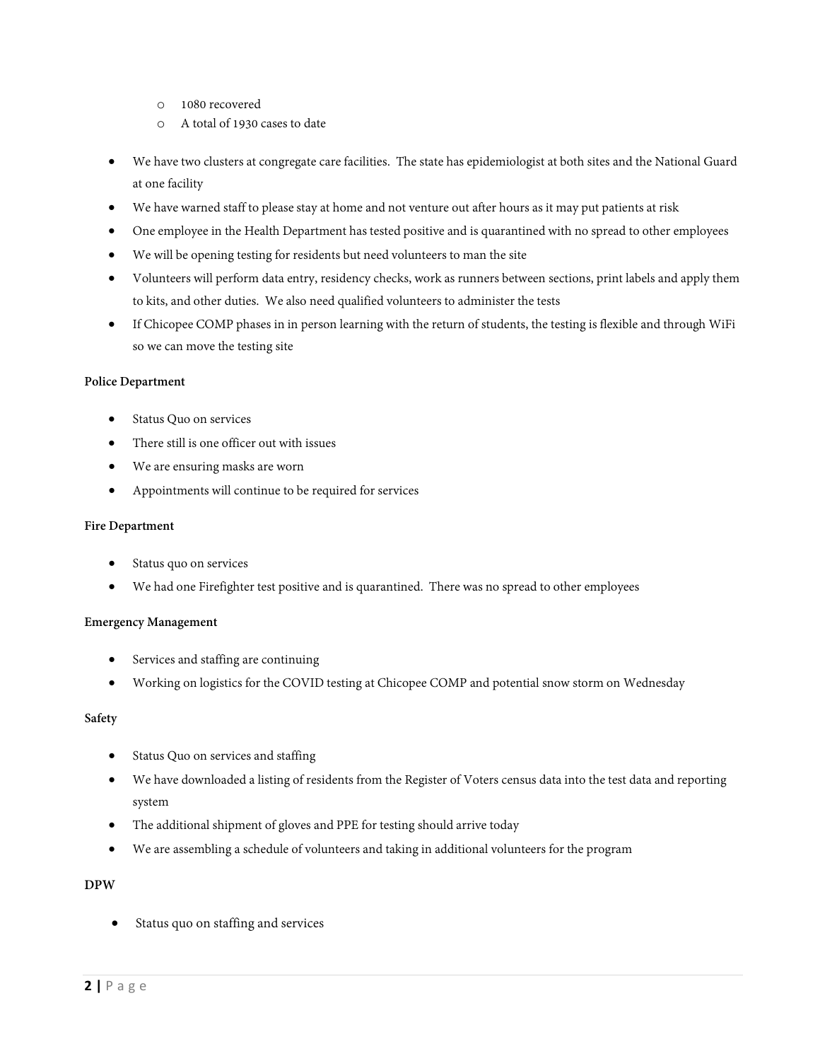- 1080 recovered
  - A total of 1930 cases to date

- We have two clusters at congregate care facilities. The state has epidemiologist at both sites and the National Guard at one facility
- We have warned staff to please stay at home and not venture out after hours as it may put patients at risk
- One employee in the Health Department has tested positive and is quarantined with no spread to other employees
- We will be opening testing for residents but need volunteers to man the site
- Volunteers will perform data entry, residency checks, work as runners between sections, print labels and apply them to kits, and other duties. We also need qualified volunteers to administer the tests
- If Chicopee COMP phases in in person learning with the return of students, the testing is flexible and through WiFi so we can move the testing site

**Police Department**

- Status Quo on services
- There still is one officer out with issues
- We are ensuring masks are worn
- Appointments will continue to be required for services

**Fire Department**

- Status quo on services
- We had one Firefighter test positive and is quarantined. There was no spread to other employees

**Emergency Management**

- Services and staffing are continuing
- Working on logistics for the COVID testing at Chicopee COMP and potential snow storm on Wednesday

**Safety**

- Status Quo on services and staffing
- We have downloaded a listing of residents from the Register of Voters census data into the test data and reporting system
- The additional shipment of gloves and PPE for testing should arrive today
- We are assembling a schedule of volunteers and taking in additional volunteers for the program

**DPW**

- Status quo on staffing and services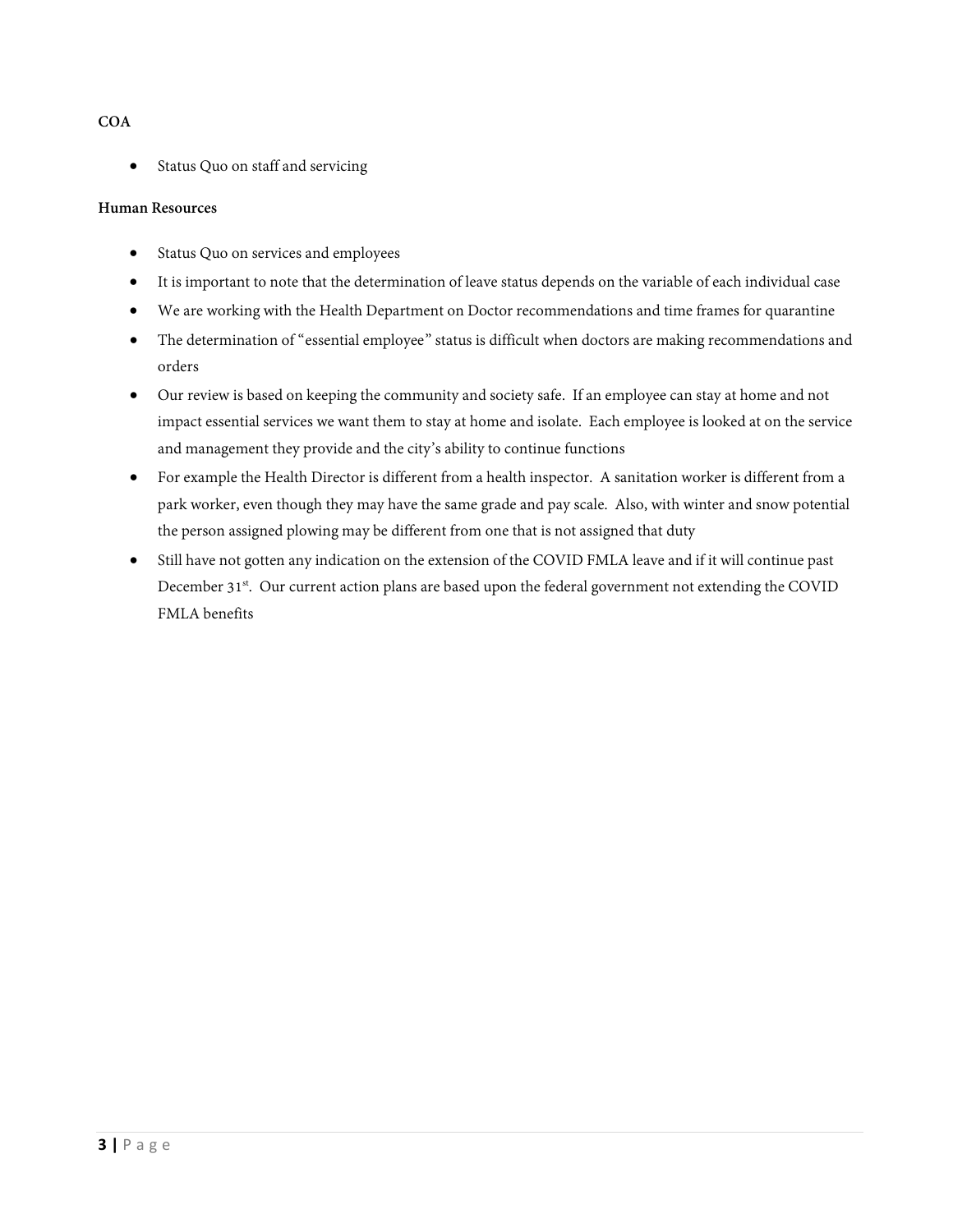**COA**

- Status Quo on staff and servicing

**Human Resources**

- Status Quo on services and employees
- It is important to note that the determination of leave status depends on the variable of each individual case
- We are working with the Health Department on Doctor recommendations and time frames for quarantine
- The determination of "essential employee" status is difficult when doctors are making recommendations and orders
- Our review is based on keeping the community and society safe. If an employee can stay at home and not impact essential services we want them to stay at home and isolate. Each employee is looked at on the service and management they provide and the city's ability to continue functions
- For example the Health Director is different from a health inspector. A sanitation worker is different from a park worker, even though they may have the same grade and pay scale. Also, with winter and snow potential the person assigned plowing may be different from one that is not assigned that duty
- Still have not gotten any indication on the extension of the COVID FMLA leave and if it will continue past December 31st. Our current action plans are based upon the federal government not extending the COVID FMLA benefits